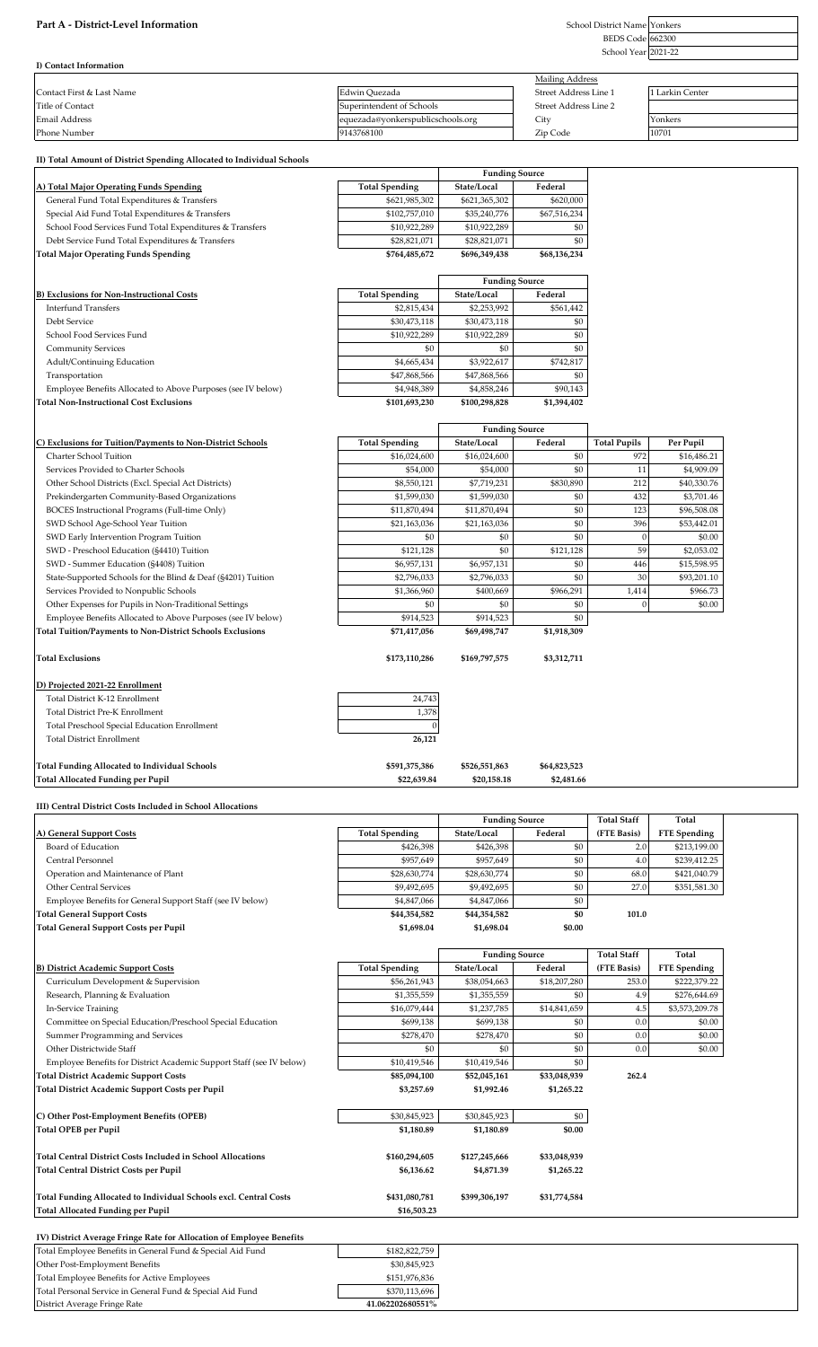# Part A - District-Level Information

| | |
|---|---|
| School District Name | Yonkers |
| BEDS Code | 662300 |
| School Year | 2021-22 |

## I) Contact Information

| | | Mailing Address | |
|---|---|---|---|
| Contact First & Last Name | Edwin Quezada | Street Address Line 1 | 1 Larkin Center |
| Title of Contact | Superintendent of Schools | Street Address Line 2 | |
| Email Address | equezada@yonkerspublicschools.org | City | Yonkers |
| Phone Number | 9143768100 | Zip Code | 10701 |

## II) Total Amount of District Spending Allocated to Individual Schools

| | | Funding Source | |
|---|---|---|---|
| **A) Total Major Operating Funds Spending** | **Total Spending** | **State/Local** | **Federal** |
| General Fund Total Expenditures & Transfers | $621,985,302 | $621,365,302 | $620,000 |
| Special Aid Fund Total Expenditures & Transfers | $102,757,010 | $35,240,776 | $67,516,234 |
| School Food Services Fund Total Expenditures & Transfers | $10,922,289 | $10,922,289 | $0 |
| Debt Service Fund Total Expenditures & Transfers | $28,821,071 | $28,821,071 | $0 |
| **Total Major Operating Funds Spending** | **$764,485,672** | **$696,349,438** | **$68,136,234** |

| | | Funding Source | |
|---|---|---|---|
| **B) Exclusions for Non-Instructional Costs** | **Total Spending** | **State/Local** | **Federal** |
| Interfund Transfers | $2,815,434 | $2,253,992 | $561,442 |
| Debt Service | $30,473,118 | $30,473,118 | $0 |
| School Food Services Fund | $10,922,289 | $10,922,289 | $0 |
| Community Services | $0 | $0 | $0 |
| Adult/Continuing Education | $4,665,434 | $3,922,617 | $742,817 |
| Transportation | $47,868,566 | $47,868,566 | $0 |
| Employee Benefits Allocated to Above Purposes (see IV below) | $4,948,389 | $4,858,246 | $90,143 |
| **Total Non-Instructional Cost Exclusions** | **$101,693,230** | **$100,298,828** | **$1,394,402** |

| | | Funding Source | | | |
|---|---|---|---|---|---|
| **C) Exclusions for Tuition/Payments to Non-District Schools** | **Total Spending** | **State/Local** | **Federal** | **Total Pupils** | **Per Pupil** |
| Charter School Tuition | $16,024,600 | $16,024,600 | $0 | 972 | $16,486.21 |
| Services Provided to Charter Schools | $54,000 | $54,000 | $0 | 11 | $4,909.09 |
| Other School Districts (Excl. Special Act Districts) | $8,550,121 | $7,719,231 | $830,890 | 212 | $40,330.76 |
| Prekindergarten Community-Based Organizations | $1,599,030 | $1,599,030 | $0 | 432 | $3,701.46 |
| BOCES Instructional Programs (Full-time Only) | $11,870,494 | $11,870,494 | $0 | 123 | $96,508.08 |
| SWD School Age-School Year Tuition | $21,163,036 | $21,163,036 | $0 | 396 | $53,442.01 |
| SWD Early Intervention Program Tuition | $0 | $0 | $0 | 0 | $0.00 |
| SWD - Preschool Education (§4410) Tuition | $121,128 | $0 | $121,128 | 59 | $2,053.02 |
| SWD - Summer Education (§4408) Tuition | $6,957,131 | $6,957,131 | $0 | 446 | $15,598.95 |
| State-Supported Schools for the Blind & Deaf (§4201) Tuition | $2,796,033 | $2,796,033 | $0 | 30 | $93,201.10 |
| Services Provided to Nonpublic Schools | $1,366,960 | $400,669 | $966,291 | 1,414 | $966.73 |
| Other Expenses for Pupils in Non-Traditional Settings | $0 | $0 | $0 | 0 | $0.00 |
| Employee Benefits Allocated to Above Purposes (see IV below) | $914,523 | $914,523 | $0 | | |
| **Total Tuition/Payments to Non-District Schools Exclusions** | **$71,417,056** | **$69,498,747** | **$1,918,309** | | |
| | | | | | |
| **Total Exclusions** | **$173,110,286** | **$169,797,575** | **$3,312,711** | | |

| **D) Projected 2021-22 Enrollment** | |
|---|---|
| Total District K-12 Enrollment | 24,743 |
| Total District Pre-K Enrollment | 1,378 |
| Total Preschool Special Education Enrollment | 0 |
| Total District Enrollment | **26,121** |

| | Total Spending | State/Local | Federal |
|---|---|---|---|
| **Total Funding Allocated to Individual Schools** | **$591,375,386** | **$526,551,863** | **$64,823,523** |
| **Total Allocated Funding per Pupil** | **$22,639.84** | **$20,158.18** | **$2,481.66** |

## III) Central District Costs Included in School Allocations

| | | Funding Source | | Total Staff | Total |
|---|---|---|---|---|---|
| **A) General Support Costs** | **Total Spending** | **State/Local** | **Federal** | **(FTE Basis)** | **FTE Spending** |
| Board of Education | $426,398 | $426,398 | $0 | 2.0 | $213,199.00 |
| Central Personnel | $957,649 | $957,649 | $0 | 4.0 | $239,412.25 |
| Operation and Maintenance of Plant | $28,630,774 | $28,630,774 | $0 | 68.0 | $421,040.79 |
| Other Central Services | $9,492,695 | $9,492,695 | $0 | 27.0 | $351,581.30 |
| Employee Benefits for General Support Staff (see IV below) | $4,847,066 | $4,847,066 | $0 | | |
| **Total General Support Costs** | **$44,354,582** | **$44,354,582** | **$0** | **101.0** | |
| **Total General Support Costs per Pupil** | **$1,698.04** | **$1,698.04** | **$0.00** | | |

| | | Funding Source | | Total Staff | Total |
|---|---|---|---|---|---|
| **B) District Academic Support Costs** | **Total Spending** | **State/Local** | **Federal** | **(FTE Basis)** | **FTE Spending** |
| Curriculum Development & Supervision | $56,261,943 | $38,054,663 | $18,207,280 | 253.0 | $222,379.22 |
| Research, Planning & Evaluation | $1,355,559 | $1,355,559 | $0 | 4.9 | $276,644.69 |
| In-Service Training | $16,079,444 | $1,237,785 | $14,841,659 | 4.5 | $3,573,209.78 |
| Committee on Special Education/Preschool Special Education | $699,138 | $699,138 | $0 | 0.0 | $0.00 |
| Summer Programming and Services | $278,470 | $278,470 | $0 | 0.0 | $0.00 |
| Other Districtwide Staff | $0 | $0 | $0 | 0.0 | $0.00 |
| Employee Benefits for District Academic Support Staff (see IV below) | $10,419,546 | $10,419,546 | $0 | | |
| **Total District Academic Support Costs** | **$85,094,100** | **$52,045,161** | **$33,048,939** | **262.4** | |
| **Total District Academic Support Costs per Pupil** | **$3,257.69** | **$1,992.46** | **$1,265.22** | | |

| | Total Spending | State/Local | Federal |
|---|---|---|---|
| **C) Other Post-Employment Benefits (OPEB)** | $30,845,923 | $30,845,923 | $0 |
| **Total OPEB per Pupil** | **$1,180.89** | **$1,180.89** | **$0.00** |
| | | | |
| **Total Central District Costs Included in School Allocations** | **$160,294,605** | **$127,245,666** | **$33,048,939** |
| **Total Central District Costs per Pupil** | **$6,136.62** | **$4,871.39** | **$1,265.22** |
| | | | |
| **Total Funding Allocated to Individual Schools excl. Central Costs** | **$431,080,781** | **$399,306,197** | **$31,774,584** |
| **Total Allocated Funding per Pupil** | **$16,503.23** | | |

## IV) District Average Fringe Rate for Allocation of Employee Benefits

| | |
|---|---|
| Total Employee Benefits in General Fund & Special Aid Fund | $182,822,759 |
| Other Post-Employment Benefits | $30,845,923 |
| Total Employee Benefits for Active Employees | $151,976,836 |
| Total Personal Service in General Fund & Special Aid Fund | $370,113,696 |
| District Average Fringe Rate | **41.062202680551%** |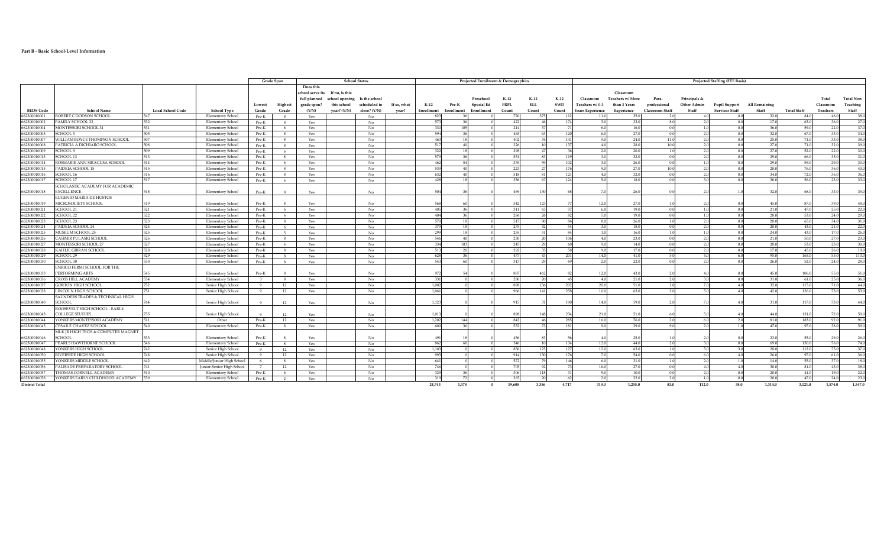## Part B - Basic School-Level Information

| BEDS Code | School Name | Local School Code | School Type | Grade Span: Lowest Grade | Grade Span: Highest Grade | School Status: Does this school serve its full planned grade span? (Y/N) | School Status: If no, is this school opening this school year? (Y/N) | School Status: Is the school scheduled to close? (Y/N) | School Status: If so, what year? | Projected Enrollment & Demographics: K-12 Enrollment | Pre-K Enrollment | Preschool Special Ed Enrollment | K-12 FRPL Count | K-12 ELL Count | K-12 SWD Count | Projected Staffing (FTE Basis): Classroom Teachers w/ 0-3 Years Experience | Classroom Teachers w/ More than 3 Years Experience | Para-professional Classroom Staff | Principals & Other Admin Staff | Pupil Support Services Staff | All Remaining Staff | Total Staff | Total Classroom Teachers | Total Non Teaching Staff |
|---|---|---|---|---|---|---|---|---|---|---|---|---|---|---|---|---|---|---|---|---|---|---|---|---|
| 662300010001 | ROBERT C DODSON SCHOOL | 547 | Elementary School | Pre-K | 8 | Yes | | No | | 823 | 36 | 0 | 720 | 375 | 112 | 11.0 | 35.0 | 2.0 | 4.0 | 0.0 | 32.0 | 84.0 | 46.0 | 38.0 |
| 662300010002 | FAMILY SCHOOL 32 | 532 | Elementary School | Pre-K | 8 | Yes | | No | | 573 | 36 | 0 | 422 | 46 | 174 | 3.0 | 33.0 | 8.0 | 2.0 | 0.0 | 17.0 | 63.0 | 36.0 | 27.0 |
| 662300010004 | MONTESSORI SCHOOL 31 | 531 | Elementary School | Pre-K | 6 | Yes | | No | | 330 | 105 | 0 | 214 | 37 | 71 | 6.0 | 16.0 | 0.0 | 1.0 | 0.0 | 36.0 | 59.0 | 22.0 | 37.0 |
| 662300010005 | SCHOOL 5 | 505 | Elementary School | Pre-K | 8 | Yes | | No | | 594 | 36 | 0 | 465 | 63 | 120 | 6.0 | 27.0 | 0.0 | 2.0 | 0.0 | 32.0 | 67.0 | 33.0 | 34.0 |
| 662300010007 | WILLIAM BOYCE THOMPSON SCHOOL | 507 | Elementary School | Pre-K | 8 | Yes | | No | | 463 | 18 | 0 | 402 | 76 | 141 | 9.0 | 24.0 | 11.0 | 2.0 | 0.0 | 25.0 | 71.0 | 33.0 | 38.0 |
| 662300010008 | PATRICIA A DICHIARO SCHOOL | 508 | Elementary School | Pre-K | 8 | Yes | | No | | 517 | 40 | 0 | 226 | 10 | 137 | 4.0 | 28.0 | 10.0 | 2.0 | 0.0 | 27.0 | 71.0 | 32.0 | 39.0 |
| 662300010009 | SCHOOL 9 | 509 | Elementary School | Pre-K | 6 | Yes | | No | | 322 | 18 | 0 | 298 | 47 | 36 | 2.0 | 20.0 | 1.0 | 2.0 | 0.0 | 27.0 | 52.0 | 22.0 | 30.0 |
| 662300010013 | SCHOOL 13 | 513 | Elementary School | Pre-K | 8 | Yes | | No | | 579 | 36 | 0 | 531 | 83 | 119 | 3.0 | 32.0 | 0.0 | 2.0 | 0.0 | 29.0 | 66.0 | 35.0 | 31.0 |
| 662300010014 | ROSMARIE ANN SIRAGUSA SCHOOL | 514 | Elementary School | Pre-K | 6 | Yes | | No | | 462 | 54 | 0 | 376 | 59 | 102 | 3.0 | 26.0 | 0.0 | 1.0 | 0.0 | 29.0 | 59.0 | 29.0 | 30.0 |
| 662300010015 | PAIDEIA SCHOOL 15 | 515 | Elementary School | Pre-K | 8 | Yes | | No | | 539 | 40 | 0 | 223 | 27 | 176 | 9.0 | 27.0 | 10.0 | 2.0 | 0.0 | 28.0 | 76.0 | 36.0 | 40.0 |
| 662300010016 | SCHOOL 16 | 516 | Elementary School | Pre-K | 8 | Yes | | No | | 632 | 40 | 0 | 518 | 81 | 121 | 4.0 | 32.0 | 0.0 | 2.0 | 0.0 | 34.0 | 72.0 | 36.0 | 36.0 |
| 662300010017 | SCHOOL 17 | 517 | Elementary School | Pre-K | 6 | Yes | | No | | 428 | 18 | 0 | 356 | 67 | 124 | 5.0 | 18.0 | 0.0 | 3.0 | 0.0 | 30.0 | 56.0 | 23.0 | 33.0 |
| 662300010018 | SCHOLASTIC ACADEMY FOR ACADEMIC EXCELLENCE | 518 | Elementary School | Pre-K | 8 | Yes | | No | | 504 | 36 | 0 | 469 | 130 | 68 | 7.0 | 26.0 | 0.0 | 2.0 | 1.0 | 32.0 | 68.0 | 33.0 | 35.0 |
| 662300010019 | EUGENIO MARIA DE HOSTOS MICROSOCIETY SCHOOL | 519 | Elementary School | Pre-K | 8 | Yes | | No | | 568 | 60 | 0 | 542 | 123 | 77 | 12.0 | 27.0 | 1.0 | 2.0 | 0.0 | 45.0 | 87.0 | 39.0 | 48.0 |
| 662300010021 | SCHOOL 21 | 521 | Elementary School | Pre-K | 6 | Yes | | No | | 405 | 36 | 0 | 311 | 63 | 57 | 6.0 | 19.0 | 0.0 | 1.0 | 0.0 | 21.0 | 47.0 | 25.0 | 22.0 |
| 662300010022 | SCHOOL 22 | 522 | Elementary School | Pre-K | 6 | Yes | | No | | 404 | 36 | 0 | 286 | 26 | 82 | 5.0 | 19.0 | 0.0 | 1.0 | 0.0 | 28.0 | 53.0 | 24.0 | 29.0 |
| 662300010023 | SCHOOL 23 | 523 | Elementary School | Pre-K | 8 | Yes | | No | | 570 | 18 | 0 | 517 | 80 | 86 | 8.0 | 26.0 | 1.0 | 2.0 | 0.0 | 28.0 | 65.0 | 34.0 | 31.0 |
| 662300010024 | PAIDEIA SCHOOL 24 | 524 | Elementary School | Pre-K | 6 | Yes | | No | | 379 | 18 | 0 | 275 | 42 | 54 | 3.0 | 18.0 | 0.0 | 2.0 | 0.0 | 20.0 | 43.0 | 21.0 | 22.0 |
| 662300010025 | MUSEUM SCHOOL 25 | 525 | Elementary School | Pre-K | 5 | Yes | | No | | 299 | 18 | 0 | 255 | 51 | 84 | 1.0 | 16.0 | 1.0 | 1.0 | 0.0 | 24.0 | 43.0 | 17.0 | 26.0 |
| 662300010026 | CASIMIR PULASKI SCHOOL | 526 | Elementary School | Pre-K | 8 | Yes | | No | | 546 | 40 | 0 | 230 | 20 | 106 | 4.0 | 23.0 | 0.0 | 2.0 | 0.0 | 21.0 | 50.0 | 27.0 | 23.0 |
| 662300010027 | MONTESSORI SCHOOL 27 | 527 | Elementary School | Pre-K | 6 | Yes | | No | | 334 | 103 | 0 | 247 | 29 | 60 | 9.0 | 14.0 | 0.0 | 2.0 | 0.0 | 28.0 | 53.0 | 23.0 | 30.0 |
| 662300010028 | KAHLIL GIBRAN SCHOOL | 528 | Elementary School | Pre-K | 8 | Yes | | No | | 513 | 20 | 0 | 292 | 35 | 58 | 9.0 | 17.0 | 0.0 | 2.0 | 0.0 | 17.0 | 45.0 | 26.0 | 19.0 |
| 662300010029 | SCHOOL 29 | 529 | Elementary School | Pre-K | 8 | Yes | | No | | 628 | 36 | 0 | 477 | 43 | 201 | 14.0 | 41.0 | 5.0 | 4.0 | 6.0 | 95.0 | 165.0 | 55.0 | 110.0 |
| 662300010030 | SCHOOL 30 | 530 | Elementary School | Pre-K | 8 | Yes | | No | | 543 | 60 | 0 | 317 | 29 | 69 | 2.0 | 22.0 | 0.0 | 2.0 | 0.0 | 26.0 | 52.0 | 24.0 | 28.0 |
| 662300010033 | ENRICO FERMI SCHOOL FOR THE PERFORMING ARTS | 545 | Elementary School | Pre-K | 8 | Yes | | No | | 972 | 54 | 0 | 887 | 462 | 82 | 12.0 | 43.0 | 2.0 | 4.0 | 0.0 | 45.0 | 106.0 | 55.0 | 51.0 |
| 662300010036 | CROSS HILL ACADEMY | 534 | Elementary School | 3 | 8 | Yes | | No | | 331 | 0 | 0 | 280 | 20 | 45 | 4.0 | 21.0 | 2.0 | 3.0 | 0.0 | 31.0 | 61.0 | 25.0 | 36.0 |
| 662300010037 | GORTON HIGH SCHOOL | 752 | Senior High School | 9 | 12 | Yes | | No | | 1,002 | 0 | 0 | 898 | 136 | 202 | 20.0 | 51.0 | 1.0 | 7.0 | 4.0 | 32.0 | 115.0 | 71.0 | 44.0 |
| 662300010038 | LINCOLN HIGH SCHOOL | 751 | Senior High School | 9 | 12 | Yes | | No | | 1,061 | 0 | 0 | 966 | 141 | 258 | 10.0 | 63.0 | 2.0 | 5.0 | 4.0 | 42.0 | 126.0 | 73.0 | 53.0 |
| 662300010040 | SAUNDERS TRADES & TECHNICAL HIGH SCHOOL | 764 | Senior High School | 9 | 12 | Yes | | No | | 1,123 | 0 | 0 | 915 | 31 | 190 | 14.0 | 59.0 | 2.0 | 7.0 | 4.0 | 31.0 | 117.0 | 73.0 | 44.0 |
| 662300010043 | ROOSEVELT HIGH SCHOOL - EARLY COLLEGE STUDIES | 755 | Senior High School | 9 | 12 | Yes | | No | | 1,013 | 0 | 0 | 898 | 148 | 234 | 21.0 | 51.0 | 6.0 | 5.0 | 4.0 | 44.0 | 131.0 | 72.0 | 59.0 |
| 662300010044 | YONKERS MONTESSORI ACADEMY | 511 | Other | Pre-K | 12 | Yes | | No | | 1,202 | 144 | 0 | 843 | 46 | 285 | 16.0 | 76.0 | 2.0 | 6.0 | 2.0 | 81.0 | 183.0 | 92.0 | 91.0 |
| 662300010045 | CESAR E CHAVEZ SCHOOL | 540 | Elementary School | Pre-K | 8 | Yes | | No | | 600 | 36 | 0 | 532 | 73 | 181 | 9.0 | 29.0 | 9.0 | 2.0 | 1.0 | 47.0 | 97.0 | 38.0 | 59.0 |
| 662300010046 | MLK JR HIGH TECH & COMPUTER MAGNET SCHOOL | 533 | Elementary School | Pre-K | 8 | Yes | | No | | 491 | 18 | 0 | 456 | 83 | 56 | 4.0 | 25.0 | 1.0 | 2.0 | 0.0 | 23.0 | 55.0 | 29.0 | 26.0 |
| 662300010047 | PEARLS HAWTHORNE SCHOOL | 546 | Elementary School | Pre-K | 8 | Yes | | No | | 862 | 60 | 0 | 346 | 10 | 134 | 12.0 | 44.0 | 2.0 | 3.0 | 0.0 | 69.0 | 130.0 | 56.0 | 74.0 |
| 662300010048 | YONKERS HIGH SCHOOL | 742 | Senior High School | 9 | 12 | Yes | | No | | 1,103 | 0 | 0 | 856 | 125 | 127 | 12.0 | 63.0 | 1.0 | 5.0 | 3.0 | 28.0 | 112.0 | 75.0 | 37.0 |
| 662300010050 | RIVERSIDE HIGH SCHOOL | 748 | Senior High School | 9 | 12 | Yes | | No | | 993 | 0 | 0 | 914 | 130 | 176 | 7.0 | 54.0 | 0.0 | 6.0 | 4.0 | 26.0 | 97.0 | 61.0 | 36.0 |
| 662300010055 | YONKERS MIDDLE SCHOOL | 642 | Middle/Junior High School | 6 | 8 | Yes | | No | | 641 | 0 | 0 | 572 | 79 | 146 | 6.0 | 31.0 | 1.0 | 2.0 | 1.0 | 14.0 | 55.0 | 37.0 | 18.0 |
| 662300010056 | PALISADE PREPARATORY SCHOOL | 741 | Junior-Senior High School | 7 | 12 | Yes | | No | | 746 | 0 | 0 | 705 | 92 | 73 | 16.0 | 27.0 | 0.0 | 4.0 | 4.0 | 30.0 | 81.0 | 43.0 | 38.0 |
| 662300010057 | THOMAS CORNELL ACADEMY | 510 | Elementary School | Pre-K | 6 | Yes | | No | | 329 | 36 | 0 | 206 | 118 | 31 | 9.0 | 10.0 | 0.0 | 2.0 | 0.0 | 20.0 | 41.0 | 19.0 | 22.0 |
| 662300010058 | YONKERS EARLY CHILDHOOD ACADEMY | 539 | Elementary School | Pre-K | 2 | Yes | | No | | 319 | 72 | 0 | 265 | 20 | 62 | 2.0 | 22.0 | 2.0 | 1.0 | 0.0 | 20.0 | 47.0 | 24.0 | 23.0 |
| District Total | | | | | | | | | | 24,743 | 1,378 | 0 | 19,608 | 3,356 | 4,717 | 319.0 | 1,255.0 | 83.0 | 112.0 | 38.0 | 1,314.0 | 3,121.0 | 1,574.0 | 1,547.0 |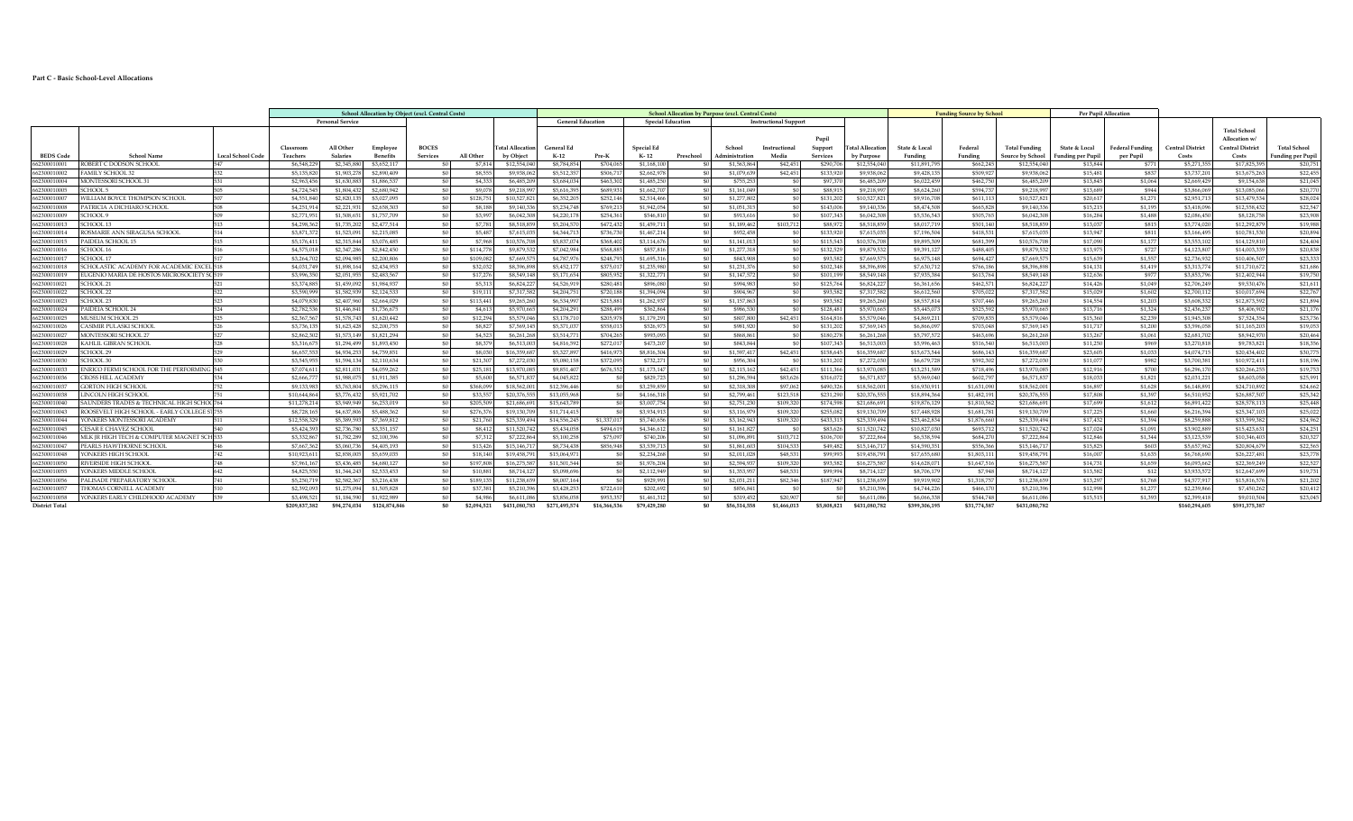### Part C - Basic School-Level Allocations

| | | | School Allocation by Object (excl. Central Costs) | | | | | | School Allocation by Purpose (excl. Central Costs) | | | | | | | | Funding Source by School | | | Per Pupil Allocation | | | | |
|---|---|---|---|---|---|---|---|---|---|---|---|---|---|---|---|---|---|---|---|---|---|---|---|---|
| | | | Personal Service | | | | | | General Education | | Special Education | | Instructional Support | | | | | | | | | | | |
| BEDS Code | School Name | Local School Code | Classroom Teachers | All Other Salaries | Employee Benefits | BOCES Services | All Other | Total Allocation by Object | General Ed K-12 | Pre-K | Special Ed K-12 | Preschool | School Administration | Instructional Media | Pupil Support Services | Total Allocation by Purpose | State & Local Funding | Federal Funding | Total Funding Source by School | State & Local Funding per Pupil | Federal Funding per Pupil | Central District Costs | Total School Allocation w/ Central District Costs | Total School Funding per Pupil |
| 662300010001 | ROBERT C DODSON SCHOOL | 547 | $6,548,229 | $2,545,880 | $3,652,117 | $0 | $7,814 | $12,754,040 | $8,784,854 | $704,065 | $1,168,100 | $0 | $1,563,864 | $42,451 | $290,706 | $12,554,040 | $11,891,795 | $662,245 | $12,554,040 | $15,844 | $771 | $5,271,355 | $17,825,395 | $20,751 |
| 662300010002 | FAMILY SCHOOL 32 | 532 | $5,135,820 | $1,903,278 | $2,890,409 | $0 | $8,555 | $9,938,062 | $5,512,357 | $506,717 | $2,662,978 | $0 | $1,079,639 | $42,451 | $133,920 | $9,938,062 | $9,428,135 | $509,927 | $9,938,062 | $15,481 | $837 | $3,737,201 | $13,675,263 | $22,455 |
| 662300010004 | MONTESSORI SCHOOL 31 | 531 | $2,963,456 | $1,630,883 | $1,886,537 | $0 | $4,333 | $6,485,209 | $3,684,034 | $463,302 | $1,485,250 | $0 | $755,253 | $0 | $97,370 | $6,485,209 | $6,022,459 | $462,750 | $6,485,209 | $13,845 | $1,064 | $2,669,429 | $9,154,638 | $21,045 |
| 662300010005 | SCHOOL 5 | 505 | $4,724,543 | $1,804,432 | $2,680,942 | $0 | $9,078 | $9,218,997 | $5,616,395 | $689,931 | $1,662,707 | $0 | $1,161,049 | $0 | $88,915 | $9,218,997 | $8,624,260 | $594,737 | $9,218,997 | $15,689 | $944 | $3,866,069 | $13,085,066 | $20,770 |
| 662300010007 | WILLIAM BOYCE THOMPSON SCHOOL | 507 | $4,551,840 | $2,820,138 | $3,027,093 | $0 | $128,751 | $10,527,821 | $6,352,205 | $252,146 | $2,514,466 | $0 | $1,277,802 | $0 | $131,202 | $10,527,821 | $9,916,708 | $611,113 | $10,527,821 | $20,617 | $1,271 | $2,951,713 | $13,479,534 | $28,024 |
| 662300010008 | PATRICIA A DICHIARO SCHOOL | 508 | $4,251,914 | $2,221,931 | $2,658,303 | $0 | $8,188 | $9,140,336 | $5,234,748 | $769,213 | $1,942,054 | $0 | $1,051,315 | $0 | $143,006 | $9,140,336 | $8,474,508 | $665,828 | $9,140,336 | $15,215 | $1,195 | $3,418,096 | $12,558,432 | $22,547 |
| 662300010009 | SCHOOL 9 | 509 | $2,771,951 | $1,508,651 | $1,757,709 | $0 | $3,997 | $6,042,308 | $4,220,178 | $254,361 | $546,810 | $0 | $913,616 | $0 | $107,343 | $6,042,308 | $5,536,543 | $505,765 | $6,042,308 | $16,284 | $1,488 | $2,086,450 | $8,128,758 | $23,908 |
| 662300010013 | SCHOOL 13 | 513 | $4,298,362 | $1,735,202 | $2,477,514 | $0 | $7,781 | $8,518,859 | $5,204,570 | $472,432 | $1,459,711 | $0 | $1,189,462 | $103,712 | $88,972 | $8,518,859 | $8,017,719 | $501,140 | $8,518,859 | $15,057 | $941 | $3,774,020 | $12,292,879 | $19,988 |
| 662300010014 | ROSMARIE ANN SIRAGUSA SCHOOL | 514 | $3,871,372 | $1,523,091 | $2,215,085 | $0 | $5,487 | $7,615,035 | $4,344,713 | $736,730 | $1,467,214 | $0 | $932,458 | $0 | $133,920 | $7,615,035 | $7,196,504 | $418,531 | $7,615,035 | $13,947 | $811 | $3,166,495 | $10,781,530 | $20,894 |
| 662300010015 | PAIDEIA SCHOOL 15 | 515 | $5,176,411 | $2,315,844 | $3,076,485 | $0 | $7,968 | $10,576,708 | $5,837,074 | $368,402 | $3,114,676 | $0 | $1,141,013 | $0 | $115,543 | $10,576,708 | $9,895,309 | $681,399 | $10,576,708 | $17,090 | $1,177 | $3,553,102 | $14,129,810 | $24,404 |
| 662300010016 | SCHOOL 16 | 516 | $4,575,018 | $2,347,286 | $2,842,450 | $0 | $114,778 | $9,879,532 | $7,042,984 | $568,885 | $857,816 | $0 | $1,277,318 | $0 | $132,529 | $9,879,532 | $9,391,127 | $488,405 | $9,879,532 | $13,975 | $727 | $4,123,807 | $14,003,339 | $20,838 |
| 662300010017 | SCHOOL 17 | 517 | $3,264,702 | $2,094,985 | $2,200,806 | $0 | $109,082 | $7,669,575 | $4,787,976 | $248,793 | $1,695,316 | $0 | $843,908 | $0 | $93,582 | $7,669,575 | $6,975,148 | $694,427 | $7,669,575 | $15,639 | $1,557 | $2,736,952 | $10,406,507 | $23,333 |
| 662300010018 | SCHOLASTIC ACADEMY FOR ACADEMIC EXCEL | 518 | $4,031,749 | $1,898,164 | $2,434,953 | $0 | $32,032 | $8,396,898 | $5,452,177 | $375,017 | $1,235,980 | $0 | $1,231,376 | $0 | $102,348 | $8,396,898 | $7,630,712 | $766,186 | $8,396,898 | $14,131 | $1,419 | $3,313,774 | $11,710,672 | $21,686 |
| 662300010019 | EUGENIO MARIA DE HOSTOS MICROSOCIETY SC | 519 | $3,996,350 | $2,051,955 | $2,483,567 | $0 | $17,276 | $8,549,148 | $5,171,654 | $805,952 | $1,322,771 | $0 | $1,147,572 | $0 | $101,199 | $8,549,148 | $7,935,384 | $613,764 | $8,549,148 | $12,636 | $977 | $3,853,796 | $12,402,944 | $19,750 |
| 662300010021 | SCHOOL 21 | 521 | $3,374,885 | $1,459,092 | $1,984,937 | $0 | $5,313 | $6,824,227 | $4,526,919 | $280,481 | $896,080 | $0 | $994,983 | $0 | $125,764 | $6,824,227 | $6,361,656 | $462,571 | $6,824,227 | $14,426 | $1,049 | $2,706,249 | $9,530,476 | $21,611 |
| 662300010022 | SCHOOL 22 | 522 | $3,590,999 | $1,582,939 | $2,124,533 | $0 | $19,111 | $7,317,582 | $4,204,751 | $720,188 | $1,394,094 | $0 | $904,967 | $0 | $93,582 | $7,317,582 | $6,612,560 | $705,022 | $7,317,582 | $15,029 | $1,602 | $2,700,112 | $10,017,694 | $22,767 |
| 662300010023 | SCHOOL 23 | 523 | $4,079,830 | $2,407,960 | $2,664,029 | $0 | $113,441 | $9,265,260 | $6,534,097 | $215,881 | $1,262,937 | $0 | $1,157,863 | $0 | $93,582 | $9,265,260 | $8,557,814 | $707,446 | $9,265,260 | $14,554 | $1,203 | $3,608,332 | $12,873,592 | $21,894 |
| 662300010024 | PAIDEIA SCHOOL 24 | 524 | $2,782,536 | $1,446,841 | $1,736,675 | $0 | $4,613 | $5,970,665 | $4,204,291 | $288,499 | $362,864 | $0 | $986,530 | $0 | $128,481 | $5,970,665 | $5,445,073 | $525,592 | $5,970,665 | $13,716 | $1,324 | $2,436,237 | $8,406,902 | $21,176 |
| 662300010025 | MUSEUM SCHOOL 25 | 525 | $2,367,567 | $1,578,743 | $1,620,442 | $0 | $12,294 | $5,579,046 | $3,178,710 | $205,978 | $1,179,291 | $0 | $807,800 | $42,451 | $164,816 | $5,579,046 | $4,869,211 | $709,835 | $5,579,046 | $15,360 | $2,239 | $1,945,308 | $7,524,354 | $23,736 |
| 662300010026 | CASIMIR PULASKI SCHOOL | 526 | $3,736,135 | $1,623,428 | $2,201,755 | $0 | $8,827 | $7,569,145 | $5,371,037 | $558,013 | $526,973 | $0 | $981,920 | $0 | $131,202 | $7,569,145 | $6,866,097 | $703,048 | $7,569,145 | $11,717 | $1,200 | $3,596,058 | $11,165,203 | $19,053 |
| 662300010027 | MONTESSORI SCHOOL 27 | 527 | $2,862,302 | $1,573,149 | $1,821,294 | $0 | $4,523 | $6,261,268 | $3,514,771 | $704,265 | $993,093 | $0 | $868,861 | $0 | $180,278 | $6,261,268 | $5,797,572 | $463,696 | $6,261,268 | $13,267 | $1,061 | $2,681,702 | $8,942,970 | $20,464 |
| 662300010028 | KAHLIL GIBRAN SCHOOL | 528 | $3,316,675 | $1,294,499 | $1,893,450 | $0 | $8,379 | $6,513,003 | $4,816,592 | $272,017 | $473,207 | $0 | $843,844 | $0 | $107,343 | $6,513,003 | $5,996,463 | $516,540 | $6,513,003 | $11,250 | $969 | $3,270,818 | $9,783,821 | $18,356 |
| 662300010029 | SCHOOL 29 | 529 | $6,657,553 | $4,934,253 | $4,759,851 | $0 | $8,030 | $16,359,687 | $5,327,897 | $416,973 | $8,816,304 | $0 | $1,597,417 | $42,451 | $158,645 | $16,359,687 | $15,673,544 | $686,143 | $16,359,687 | $23,605 | $1,033 | $4,074,715 | $20,434,402 | $30,775 |
| 662300010030 | SCHOOL 30 | 530 | $3,545,955 | $1,594,134 | $2,110,634 | $0 | $21,307 | $7,272,030 | $5,080,158 | $372,095 | $732,271 | $0 | $956,304 | $0 | $131,202 | $7,272,030 | $6,679,728 | $592,302 | $7,272,030 | $11,077 | $982 | $3,700,381 | $10,972,411 | $18,196 |
| 662300010033 | ENRICO FERMI SCHOOL FOR THE PERFORMING | 545 | $7,074,611 | $2,811,031 | $4,059,262 | $0 | $25,181 | $13,970,085 | $9,851,407 | $676,552 | $1,173,147 | $0 | $2,115,162 | $42,451 | $111,366 | $13,970,085 | $13,251,589 | $718,496 | $13,970,085 | $12,916 | $700 | $6,296,170 | $20,266,255 | $19,753 |
| 662300010036 | CROSS HILL ACADEMY | 534 | $2,666,777 | $1,988,075 | $1,911,385 | $0 | $5,600 | $6,571,837 | $4,045,822 | $0 | $829,725 | $0 | $1,296,594 | $83,626 | $316,072 | $6,571,837 | $5,969,040 | $602,797 | $6,571,837 | $18,033 | $1,821 | $2,031,221 | $8,603,058 | $25,991 |
| 662300010037 | GORTON HIGH SCHOOL | 752 | $9,133,983 | $3,763,804 | $5,296,115 | $0 | $368,099 | $18,562,001 | $12,396,446 | $0 | $3,259,859 | $0 | $2,318,308 | $97,062 | $490,326 | $18,562,001 | $16,930,911 | $1,631,090 | $18,562,001 | $16,897 | $1,628 | $6,148,891 | $24,710,892 | $24,662 |
| 662300010038 | LINCOLN HIGH SCHOOL | 751 | $10,644,864 | $3,776,432 | $5,921,702 | $0 | $33,557 | $20,376,555 | $13,055,968 | $0 | $4,166,318 | $0 | $2,799,461 | $123,518 | $231,290 | $20,376,555 | $18,894,364 | $1,482,191 | $20,376,555 | $17,808 | $1,397 | $6,510,952 | $26,887,507 | $25,342 |
| 662300010040 | SAUNDERS TRADES & TECHNICAL HIGH SCHOO | 764 | $11,278,214 | $3,949,949 | $6,253,019 | $0 | $205,509 | $21,686,691 | $13,643,789 | $0 | $3,007,754 | $0 | $2,751,230 | $109,320 | $174,598 | $21,686,691 | $19,876,129 | $1,810,562 | $21,686,691 | $17,699 | $1,612 | $6,891,422 | $28,578,113 | $25,448 |
| 662300010043 | ROOSEVELT HIGH SCHOOL - EARLY COLLEGE ST | 755 | $8,728,165 | $4,637,806 | $5,488,362 | $0 | $276,376 | $19,130,709 | $11,714,415 | $0 | $3,934,913 | $0 | $3,116,979 | $109,320 | $255,082 | $19,130,709 | $17,448,928 | $1,681,781 | $19,130,709 | $17,225 | $1,660 | $6,216,394 | $25,347,103 | $25,022 |
| 662300010044 | YONKERS MONTESSORI ACADEMY | 511 | $12,558,529 | $5,589,593 | $7,369,812 | $0 | $21,760 | $25,539,694 | $14,556,245 | $1,337,017 | $5,740,656 | $0 | $3,162,943 | $109,320 | $433,313 | $25,339,494 | $23,462,834 | $1,876,660 | $25,339,494 | $17,432 | $1,394 | $8,259,888 | $33,599,382 | $24,962 |
| 662300010045 | CESAR E CHAVEZ SCHOOL | 540 | $5,424,393 | $2,736,780 | $3,351,157 | $0 | $8,412 | $11,520,742 | $5,434,058 | $494,639 | $4,346,612 | $0 | $1,161,827 | $0 | $83,626 | $11,520,742 | $10,827,030 | $693,712 | $11,520,742 | $17,024 | $1,091 | $3,902,889 | $15,423,631 | $24,251 |
| 662300010046 | MLK JR HIGH TECH & COMPUTER MAGNET SCH | 533 | $3,332,867 | $1,782,289 | $2,100,396 | $0 | $7,312 | $7,222,864 | $5,100,258 | $75,097 | $740,206 | $0 | $1,096,891 | $103,712 | $106,700 | $7,222,864 | $6,538,594 | $684,270 | $7,222,864 | $12,846 | $1,344 | $3,123,539 | $10,346,403 | $20,327 |
| 662300010047 | PEARLS HAWTHORNE SCHOOL | 546 | $7,667,362 | $3,060,736 | $4,405,193 | $0 | $13,426 | $15,146,717 | $8,734,438 | $856,948 | $3,539,713 | $0 | $1,861,603 | $104,533 | $49,482 | $15,146,717 | $14,590,351 | $556,366 | $15,146,717 | $15,825 | $603 | $5,657,962 | $20,804,679 | $22,565 |
| 662300010048 | YONKERS HIGH SCHOOL | 742 | $10,923,611 | $2,858,003 | $5,659,035 | $0 | $18,140 | $19,458,791 | $15,064,971 | $0 | $2,254,268 | $0 | $2,011,028 | $48,531 | $99,993 | $19,458,791 | $17,655,680 | $1,803,111 | $19,458,791 | $16,007 | $1,635 | $6,768,690 | $26,227,481 | $23,778 |
| 662300010050 | RIVERSIDE HIGH SCHOOL | 748 | $7,961,167 | $3,436,483 | $4,680,127 | $0 | $197,808 | $16,275,587 | $11,501,544 | $0 | $1,976,204 | $0 | $2,594,937 | $109,320 | $93,582 | $16,275,587 | $14,628,071 | $1,647,516 | $16,275,587 | $14,731 | $1,659 | $6,095,662 | $22,369,249 | $22,527 |
| 662300010055 | YONKERS MIDDLE SCHOOL | 642 | $4,825,550 | $1,344,243 | $2,533,453 | $0 | $10,881 | $8,714,127 | $5,098,696 | $0 | $2,112,949 | $0 | $1,353,957 | $48,531 | $99,994 | $8,714,127 | $8,706,179 | $7,948 | $8,714,127 | $13,582 | $12 | $3,933,572 | $12,647,699 | $19,731 |
| 662300010056 | PALISADE PREPARATORY SCHOOL | 741 | $5,250,719 | $2,582,367 | $3,216,438 | $0 | $189,135 | $11,238,659 | $8,007,164 | $0 | $929,991 | $0 | $2,051,211 | $82,346 | $167,947 | $11,238,659 | $9,919,902 | $1,318,757 | $11,238,659 | $13,297 | $1,768 | $4,577,917 | $15,816,576 | $21,202 |
| 662300010057 | THOMAS CORNELL ACADEMY | 510 | $2,392,093 | $1,275,094 | $1,505,828 | $0 | $37,381 | $5,210,396 | $3,428,253 | $722,610 | $202,692 | $0 | $856,841 | $0 | $0 | $5,210,396 | $4,744,226 | $466,170 | $5,210,396 | $12,998 | $1,277 | $2,239,866 | $7,450,262 | $20,412 |
| 662300010058 | YONKERS EARLY CHILDHOOD ACADEMY | 539 | $3,498,521 | $1,184,590 | $1,922,989 | $0 | $4,986 | $6,611,086 | $3,856,058 | $953,357 | $1,461,312 | $0 | $319,452 | $20,907 | $0 | $6,611,086 | $6,066,338 | $544,748 | $6,611,086 | $15,515 | $1,393 | $2,399,418 | $9,010,504 | $23,045 |
| District Total | | | $209,837,382 | $94,274,034 | $124,874,846 | $0 | $2,094,521 | $431,080,783 | $271,495,574 | $16,366,536 | $79,429,280 | $0 | $56,514,558 | $1,466,013 | $5,808,821 | $431,080,782 | $399,306,195 | $31,774,587 | $431,080,782 | | | $160,294,605 | $591,375,387 | |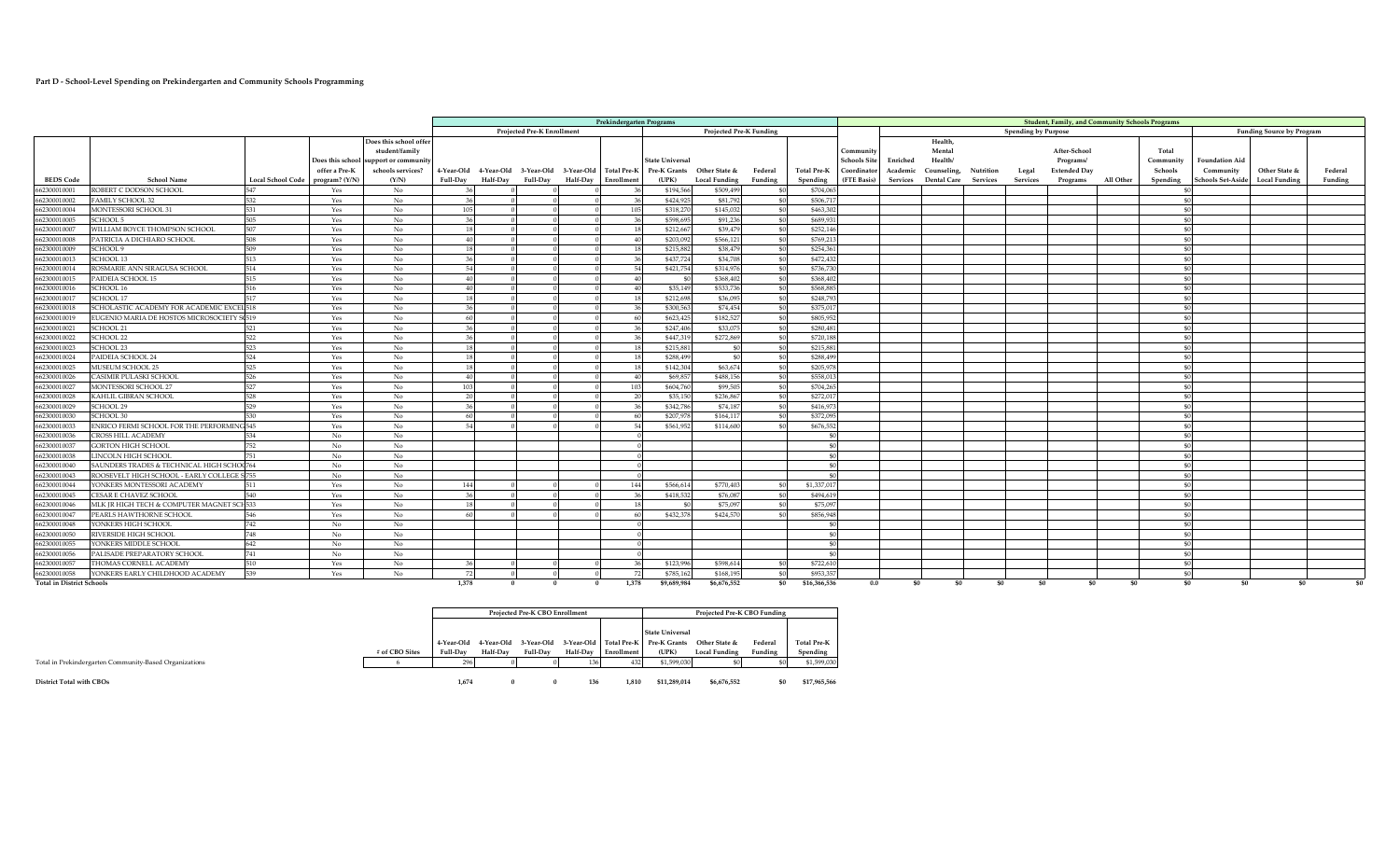## Part D - School-Level Spending on Prekindergarten and Community Schools Programming

| BEDS Code | School Name | Local School Code | Does this school offer a Pre-K program? (Y/N) | Does this school offer student/family support or community schools services? (Y/N) | Prekindergarten Programs: Projected Pre-K Enrollment: 4-Year-Old Full-Day | 4-Year-Old Half-Day | 3-Year-Old Full-Day | 3-Year-Old Half-Day | Total Pre-K Enrollment | Projected Pre-K Funding: State Universal Pre-K Grants (UPK) | Other State & Local Funding | Federal Funding | Total Pre-K Spending | Student, Family, and Community Schools Programs: Community Schools Site Coordinator (FTE Basis) | Spending by Purpose: Enriched Academic Services | Health, Mental Health/ Counseling, Dental Care | Nutrition Services | Legal Services | After-School Programs/ Extended Day Programs | All Other | Total Community Schools Spending | Funding Source by Program: Foundation Aid Community Schools Set-Aside | Other State & Local Funding | Federal Funding |
|---|---|---|---|---|---|---|---|---|---|---|---|---|---|---|---|---|---|---|---|---|---|---|---|---|
| 662300010001 | ROBERT C DODSON SCHOOL | 547 | Yes | No | 36 | 0 | 0 | 0 | 36 | $194,566 | $509,499 | $0 | $704,065 | | | | | | | | $0 | | | |
| 662300010002 | FAMILY SCHOOL 32 | 532 | Yes | No | 36 | 0 | 0 | 0 | 36 | $424,925 | $81,792 | $0 | $506,717 | | | | | | | | $0 | | | |
| 662300010004 | MONTESSORI SCHOOL 31 | 531 | Yes | No | 105 | 0 | 0 | 0 | 105 | $318,270 | $145,032 | $0 | $463,302 | | | | | | | | $0 | | | |
| 662300010005 | SCHOOL 5 | 505 | Yes | No | 36 | 0 | 0 | 0 | 36 | $598,695 | $91,236 | $0 | $689,931 | | | | | | | | $0 | | | |
| 662300010007 | WILLIAM BOYCE THOMPSON SCHOOL | 507 | Yes | No | 18 | 0 | 0 | 0 | 18 | $212,667 | $39,479 | $0 | $252,146 | | | | | | | | $0 | | | |
| 662300010008 | PATRICIA A DICHIARO SCHOOL | 508 | Yes | No | 40 | 0 | 0 | 0 | 40 | $203,092 | $566,121 | $0 | $769,213 | | | | | | | | $0 | | | |
| 662300010009 | SCHOOL 9 | 509 | Yes | No | 18 | 0 | 0 | 0 | 18 | $215,882 | $38,479 | $0 | $254,361 | | | | | | | | $0 | | | |
| 662300010013 | SCHOOL 13 | 513 | Yes | No | 36 | 0 | 0 | 0 | 36 | $437,724 | $34,708 | $0 | $472,432 | | | | | | | | $0 | | | |
| 662300010014 | ROSMARIE ANN SIRAGUSA SCHOOL | 514 | Yes | No | 54 | 0 | 0 | 0 | 54 | $421,754 | $314,976 | $0 | $736,730 | | | | | | | | $0 | | | |
| 662300010015 | PAIDEIA SCHOOL 15 | 515 | Yes | No | 40 | 0 | 0 | 0 | 40 | $0 | $368,402 | $0 | $368,402 | | | | | | | | $0 | | | |
| 662300010016 | SCHOOL 16 | 516 | Yes | No | 40 | 0 | 0 | 0 | 40 | $35,149 | $533,736 | $0 | $568,885 | | | | | | | | $0 | | | |
| 662300010017 | SCHOOL 17 | 517 | Yes | No | 18 | 0 | 0 | 0 | 18 | $212,698 | $36,095 | $0 | $248,793 | | | | | | | | $0 | | | |
| 662300010018 | SCHOLASTIC ACADEMY FOR ACADEMIC EXCEL | 518 | Yes | No | 36 | 0 | 0 | 0 | 36 | $300,563 | $74,454 | $0 | $375,017 | | | | | | | | $0 | | | |
| 662300010019 | EUGENIO MARIA DE HOSTOS MICROSOCIETY S | 519 | Yes | No | 60 | 0 | 0 | 0 | 60 | $623,425 | $182,527 | $0 | $805,952 | | | | | | | | $0 | | | |
| 662300010021 | SCHOOL 21 | 521 | Yes | No | 36 | 0 | 0 | 0 | 36 | $247,406 | $33,075 | $0 | $280,481 | | | | | | | | $0 | | | |
| 662300010022 | SCHOOL 22 | 522 | Yes | No | 36 | 0 | 0 | 0 | 36 | $447,319 | $272,869 | $0 | $720,188 | | | | | | | | $0 | | | |
| 662300010023 | SCHOOL 23 | 523 | Yes | No | 18 | 0 | 0 | 0 | 18 | $215,881 | $0 | $0 | $215,881 | | | | | | | | $0 | | | |
| 662300010024 | PAIDEIA SCHOOL 24 | 524 | Yes | No | 18 | 0 | 0 | 0 | 18 | $288,499 | $0 | $0 | $288,499 | | | | | | | | $0 | | | |
| 662300010025 | MUSEUM SCHOOL 25 | 525 | Yes | No | 18 | 0 | 0 | 0 | 18 | $142,304 | $63,674 | $0 | $205,978 | | | | | | | | $0 | | | |
| 662300010026 | CASIMIR PULASKI SCHOOL | 526 | Yes | No | 40 | 0 | 0 | 0 | 40 | $69,857 | $488,156 | $0 | $558,013 | | | | | | | | $0 | | | |
| 662300010027 | MONTESSORI SCHOOL 27 | 527 | Yes | No | 103 | 0 | 0 | 0 | 103 | $604,760 | $99,505 | $0 | $704,265 | | | | | | | | $0 | | | |
| 662300010028 | KAHLIL GIBRAN SCHOOL | 528 | Yes | No | 20 | 0 | 0 | 0 | 20 | $35,150 | $236,867 | $0 | $272,017 | | | | | | | | $0 | | | |
| 662300010029 | SCHOOL 29 | 529 | Yes | No | 36 | 0 | 0 | 0 | 36 | $342,786 | $74,187 | $0 | $416,973 | | | | | | | | $0 | | | |
| 662300010030 | SCHOOL 30 | 530 | Yes | No | 60 | 0 | 0 | 0 | 60 | $207,978 | $164,117 | $0 | $372,095 | | | | | | | | $0 | | | |
| 662300010033 | ENRICO FERMI SCHOOL FOR THE PERFORMING | 545 | Yes | No | 54 | 0 | 0 | 0 | 54 | $561,952 | $114,600 | $0 | $676,552 | | | | | | | | $0 | | | |
| 662300010036 | CROSS HILL ACADEMY | 534 | No | No | | | | | 0 | | | | $0 | | | | | | | | $0 | | | |
| 662300010037 | GORTON HIGH SCHOOL | 752 | No | No | | | | | 0 | | | | $0 | | | | | | | | $0 | | | |
| 662300010038 | LINCOLN HIGH SCHOOL | 751 | No | No | | | | | 0 | | | | $0 | | | | | | | | $0 | | | |
| 662300010040 | SAUNDERS TRADES & TECHNICAL HIGH SCHOO | 764 | No | No | | | | | 0 | | | | $0 | | | | | | | | $0 | | | |
| 662300010043 | ROOSEVELT HIGH SCHOOL - EARLY COLLEGE S | 755 | No | No | | | | | 0 | | | | $0 | | | | | | | | $0 | | | |
| 662300010044 | YONKERS MONTESSORI ACADEMY | 511 | Yes | No | 144 | 0 | 0 | 0 | 144 | $566,614 | $770,403 | $0 | $1,337,017 | | | | | | | | $0 | | | |
| 662300010045 | CESAR E CHAVEZ SCHOOL | 540 | Yes | No | 36 | 0 | 0 | 0 | 36 | $418,532 | $76,087 | $0 | $494,619 | | | | | | | | $0 | | | |
| 662300010046 | MLK JR HIGH TECH & COMPUTER MAGNET SCH | 533 | Yes | No | 18 | 0 | 0 | 0 | 18 | $0 | $75,097 | $0 | $75,097 | | | | | | | | $0 | | | |
| 662300010047 | PEARLS HAWTHORNE SCHOOL | 546 | Yes | No | 60 | 0 | 0 | 0 | 60 | $432,378 | $424,570 | $0 | $856,948 | | | | | | | | $0 | | | |
| 662300010048 | YONKERS HIGH SCHOOL | 742 | No | No | | | | | 0 | | | | $0 | | | | | | | | $0 | | | |
| 662300010050 | RIVERSIDE HIGH SCHOOL | 748 | No | No | | | | | 0 | | | | $0 | | | | | | | | $0 | | | |
| 662300010055 | YONKERS MIDDLE SCHOOL | 642 | No | No | | | | | 0 | | | | $0 | | | | | | | | $0 | | | |
| 662300010056 | PALISADE PREPARATORY SCHOOL | 741 | No | No | | | | | 0 | | | | $0 | | | | | | | | $0 | | | |
| 662300010057 | THOMAS CORNELL ACADEMY | 510 | Yes | No | 36 | 0 | 0 | 0 | 36 | $123,996 | $598,614 | $0 | $722,610 | | | | | | | | $0 | | | |
| 662300010058 | YONKERS EARLY CHILDHOOD ACADEMY | 539 | Yes | No | 72 | 0 | 0 | 0 | 72 | $785,162 | $168,195 | $0 | $953,357 | | | | | | | | $0 | | | |
| **Total in District Schools** | | | | | 1,378 | 0 | 0 | 0 | 1,378 | $9,689,984 | $6,676,552 | $0 | $16,366,536 | 0.0 | $0 | $0 | $0 | $0 | $0 | $0 | $0 | $0 | $0 | $0 |

| | # of CBO Sites | Projected Pre-K CBO Enrollment: 4-Year-Old Full-Day | 4-Year-Old Half-Day | 3-Year-Old Full-Day | 3-Year-Old Half-Day | Total Pre-K Enrollment | Projected Pre-K CBO Funding: State Universal Pre-K Grants (UPK) | Other State & Local Funding | Federal Funding | Total Pre-K Spending |
|---|---|---|---|---|---|---|---|---|---|---|
| Total in Prekindergarten Community-Based Organizations | 6 | 296 | 0 | 0 | 136 | 432 | $1,599,030 | $0 | $0 | $1,599,030 |
| **District Total with CBOs** | | 1,674 | 0 | 0 | 136 | 1,810 | $11,289,014 | $6,676,552 | $0 | $17,965,566 |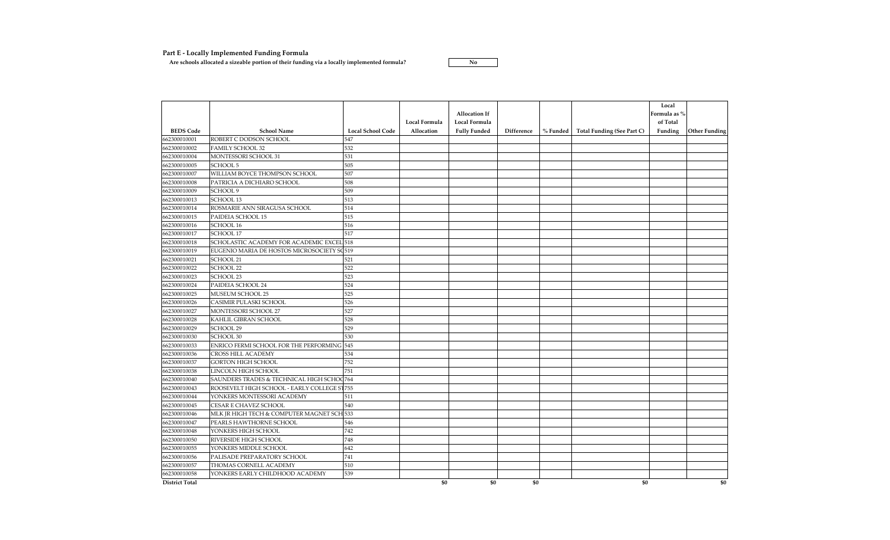### Part E - Locally Implemented Funding Formula

**Are schools allocated a sizeable portion of their funding via a locally implemented formula?** No

| BEDS Code | School Name | Local School Code | Local Formula Allocation | Allocation If Local Formula Fully Funded | Difference | % Funded | Total Funding (See Part C) | Local Formula as % of Total Funding | Other Funding |
|---|---|---|---|---|---|---|---|---|---|
| 662300010001 | ROBERT C DODSON SCHOOL | 547 | | | | | | | |
| 662300010002 | FAMILY SCHOOL 32 | 532 | | | | | | | |
| 662300010004 | MONTESSORI SCHOOL 31 | 531 | | | | | | | |
| 662300010005 | SCHOOL 5 | 505 | | | | | | | |
| 662300010007 | WILLIAM BOYCE THOMPSON SCHOOL | 507 | | | | | | | |
| 662300010008 | PATRICIA A DICHIARO SCHOOL | 508 | | | | | | | |
| 662300010009 | SCHOOL 9 | 509 | | | | | | | |
| 662300010013 | SCHOOL 13 | 513 | | | | | | | |
| 662300010014 | ROSMARIE ANN SIRAGUSA SCHOOL | 514 | | | | | | | |
| 662300010015 | PAIDEIA SCHOOL 15 | 515 | | | | | | | |
| 662300010016 | SCHOOL 16 | 516 | | | | | | | |
| 662300010017 | SCHOOL 17 | 517 | | | | | | | |
| 662300010018 | SCHOLASTIC ACADEMY FOR ACADEMIC EXCEL | 518 | | | | | | | |
| 662300010019 | EUGENIO MARIA DE HOSTOS MICROSOCIETY SC | 519 | | | | | | | |
| 662300010021 | SCHOOL 21 | 521 | | | | | | | |
| 662300010022 | SCHOOL 22 | 522 | | | | | | | |
| 662300010023 | SCHOOL 23 | 523 | | | | | | | |
| 662300010024 | PAIDEIA SCHOOL 24 | 524 | | | | | | | |
| 662300010025 | MUSEUM SCHOOL 25 | 525 | | | | | | | |
| 662300010026 | CASIMIR PULASKI SCHOOL | 526 | | | | | | | |
| 662300010027 | MONTESSORI SCHOOL 27 | 527 | | | | | | | |
| 662300010028 | KAHLIL GIBRAN SCHOOL | 528 | | | | | | | |
| 662300010029 | SCHOOL 29 | 529 | | | | | | | |
| 662300010030 | SCHOOL 30 | 530 | | | | | | | |
| 662300010033 | ENRICO FERMI SCHOOL FOR THE PERFORMING | 545 | | | | | | | |
| 662300010036 | CROSS HILL ACADEMY | 534 | | | | | | | |
| 662300010037 | GORTON HIGH SCHOOL | 752 | | | | | | | |
| 662300010038 | LINCOLN HIGH SCHOOL | 751 | | | | | | | |
| 662300010040 | SAUNDERS TRADES & TECHNICAL HIGH SCHOO | 764 | | | | | | | |
| 662300010043 | ROOSEVELT HIGH SCHOOL - EARLY COLLEGE ST | 755 | | | | | | | |
| 662300010044 | YONKERS MONTESSORI ACADEMY | 511 | | | | | | | |
| 662300010045 | CESAR E CHAVEZ SCHOOL | 540 | | | | | | | |
| 662300010046 | MLK JR HIGH TECH & COMPUTER MAGNET SCH | 533 | | | | | | | |
| 662300010047 | PEARLS HAWTHORNE SCHOOL | 546 | | | | | | | |
| 662300010048 | YONKERS HIGH SCHOOL | 742 | | | | | | | |
| 662300010050 | RIVERSIDE HIGH SCHOOL | 748 | | | | | | | |
| 662300010055 | YONKERS MIDDLE SCHOOL | 642 | | | | | | | |
| 662300010056 | PALISADE PREPARATORY SCHOOL | 741 | | | | | | | |
| 662300010057 | THOMAS CORNELL ACADEMY | 510 | | | | | | | |
| 662300010058 | YONKERS EARLY CHILDHOOD ACADEMY | 539 | | | | | | | |
| **District Total** | | | $0 | $0 | $0 | | $0 | | $0 |